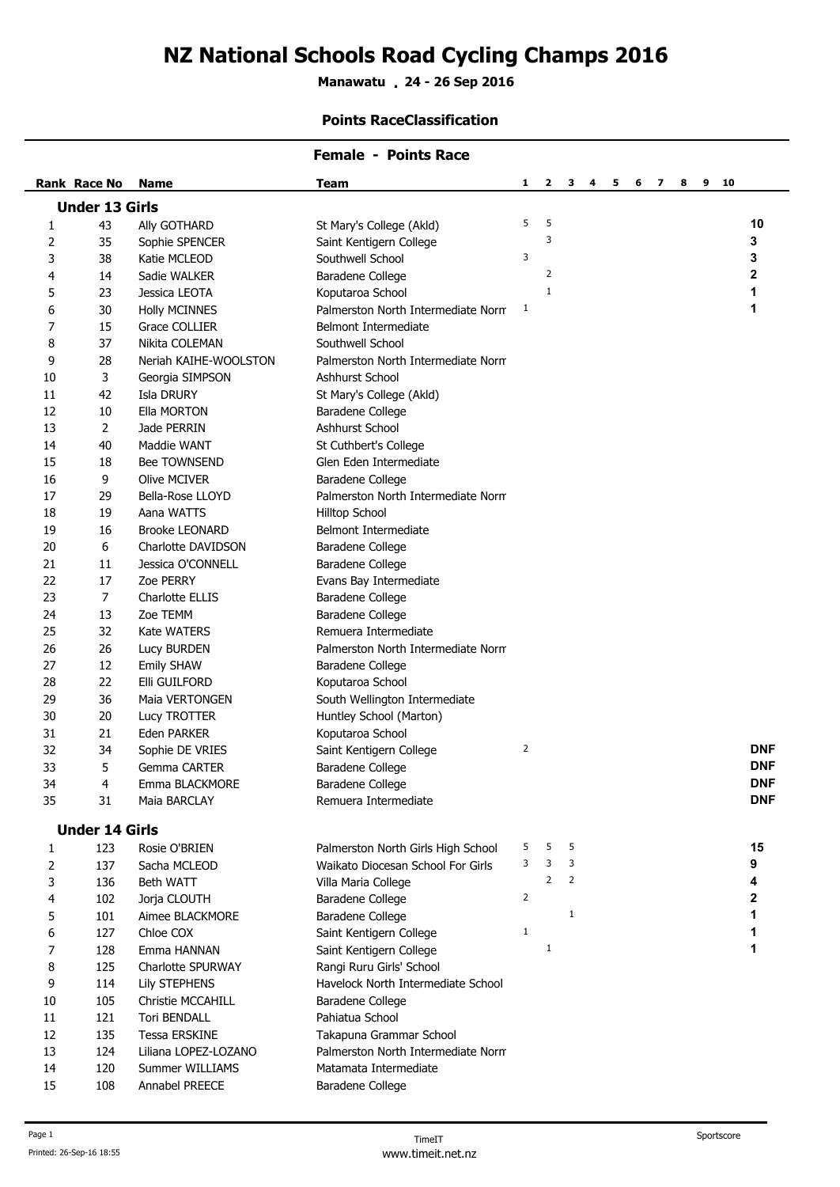# NZ National Schools Road Cycling Champs 2016

**Manawatu . 24 - 26 Sep 2016**

**Points RaceClassification**

## Female - Points Race

| Rank | Race No | Name | Team | 1 | 2 | 3 | 4 | 5 | 6 | 7 | 8 | 9 | 10 | |
|---|---|---|---|---|---|---|---|---|---|---|---|---|---|---|
| **Under 13 Girls** | | | | | | | | | | | | | | |
| 1 | 43 | Ally GOTHARD | St Mary's College (Akld) | 5 | 5 | | | | | | | | | 10 |
| 2 | 35 | Sophie SPENCER | Saint Kentigern College | | 3 | | | | | | | | | 3 |
| 3 | 38 | Katie MCLEOD | Southwell School | 3 | | | | | | | | | | 3 |
| 4 | 14 | Sadie WALKER | Baradene College | | 2 | | | | | | | | | 2 |
| 5 | 23 | Jessica LEOTA | Koputaroa School | | 1 | | | | | | | | | 1 |
| 6 | 30 | Holly MCINNES | Palmerston North Intermediate Norm | 1 | | | | | | | | | | 1 |
| 7 | 15 | Grace COLLIER | Belmont Intermediate | | | | | | | | | | | |
| 8 | 37 | Nikita COLEMAN | Southwell School | | | | | | | | | | | |
| 9 | 28 | Neriah KAIHE-WOOLSTON | Palmerston North Intermediate Norm | | | | | | | | | | | |
| 10 | 3 | Georgia SIMPSON | Ashhurst School | | | | | | | | | | | |
| 11 | 42 | Isla DRURY | St Mary's College (Akld) | | | | | | | | | | | |
| 12 | 10 | Ella MORTON | Baradene College | | | | | | | | | | | |
| 13 | 2 | Jade PERRIN | Ashhurst School | | | | | | | | | | | |
| 14 | 40 | Maddie WANT | St Cuthbert's College | | | | | | | | | | | |
| 15 | 18 | Bee TOWNSEND | Glen Eden Intermediate | | | | | | | | | | | |
| 16 | 9 | Olive MCIVER | Baradene College | | | | | | | | | | | |
| 17 | 29 | Bella-Rose LLOYD | Palmerston North Intermediate Norm | | | | | | | | | | | |
| 18 | 19 | Aana WATTS | Hilltop School | | | | | | | | | | | |
| 19 | 16 | Brooke LEONARD | Belmont Intermediate | | | | | | | | | | | |
| 20 | 6 | Charlotte DAVIDSON | Baradene College | | | | | | | | | | | |
| 21 | 11 | Jessica O'CONNELL | Baradene College | | | | | | | | | | | |
| 22 | 17 | Zoe PERRY | Evans Bay Intermediate | | | | | | | | | | | |
| 23 | 7 | Charlotte ELLIS | Baradene College | | | | | | | | | | | |
| 24 | 13 | Zoe TEMM | Baradene College | | | | | | | | | | | |
| 25 | 32 | Kate WATERS | Remuera Intermediate | | | | | | | | | | | |
| 26 | 26 | Lucy BURDEN | Palmerston North Intermediate Norm | | | | | | | | | | | |
| 27 | 12 | Emily SHAW | Baradene College | | | | | | | | | | | |
| 28 | 22 | Elli GUILFORD | Koputaroa School | | | | | | | | | | | |
| 29 | 36 | Maia VERTONGEN | South Wellington Intermediate | | | | | | | | | | | |
| 30 | 20 | Lucy TROTTER | Huntley School (Marton) | | | | | | | | | | | |
| 31 | 21 | Eden PARKER | Koputaroa School | | | | | | | | | | | |
| 32 | 34 | Sophie DE VRIES | Saint Kentigern College | 2 | | | | | | | | | | DNF |
| 33 | 5 | Gemma CARTER | Baradene College | | | | | | | | | | | DNF |
| 34 | 4 | Emma BLACKMORE | Baradene College | | | | | | | | | | | DNF |
| 35 | 31 | Maia BARCLAY | Remuera Intermediate | | | | | | | | | | | DNF |
| **Under 14 Girls** | | | | | | | | | | | | | | |
| 1 | 123 | Rosie O'BRIEN | Palmerston North Girls High School | 5 | 5 | 5 | | | | | | | | 15 |
| 2 | 137 | Sacha MCLEOD | Waikato Diocesan School For Girls | 3 | 3 | 3 | | | | | | | | 9 |
| 3 | 136 | Beth WATT | Villa Maria College | | 2 | 2 | | | | | | | | 4 |
| 4 | 102 | Jorja CLOUTH | Baradene College | 2 | | | | | | | | | | 2 |
| 5 | 101 | Aimee BLACKMORE | Baradene College | | | 1 | | | | | | | | 1 |
| 6 | 127 | Chloe COX | Saint Kentigern College | 1 | | | | | | | | | | 1 |
| 7 | 128 | Emma HANNAN | Saint Kentigern College | | 1 | | | | | | | | | 1 |
| 8 | 125 | Charlotte SPURWAY | Rangi Ruru Girls' School | | | | | | | | | | | |
| 9 | 114 | Lily STEPHENS | Havelock North Intermediate School | | | | | | | | | | | |
| 10 | 105 | Christie MCCAHILL | Baradene College | | | | | | | | | | | |
| 11 | 121 | Tori BENDALL | Pahiatua School | | | | | | | | | | | |
| 12 | 135 | Tessa ERSKINE | Takapuna Grammar School | | | | | | | | | | | |
| 13 | 124 | Liliana LOPEZ-LOZANO | Palmerston North Intermediate Norm | | | | | | | | | | | |
| 14 | 120 | Summer WILLIAMS | Matamata Intermediate | | | | | | | | | | | |
| 15 | 108 | Annabel PREECE | Baradene College | | | | | | | | | | | |

Printed: 26-Sep-16 18:55 TimeIT www.timeit.net.nz Sportscore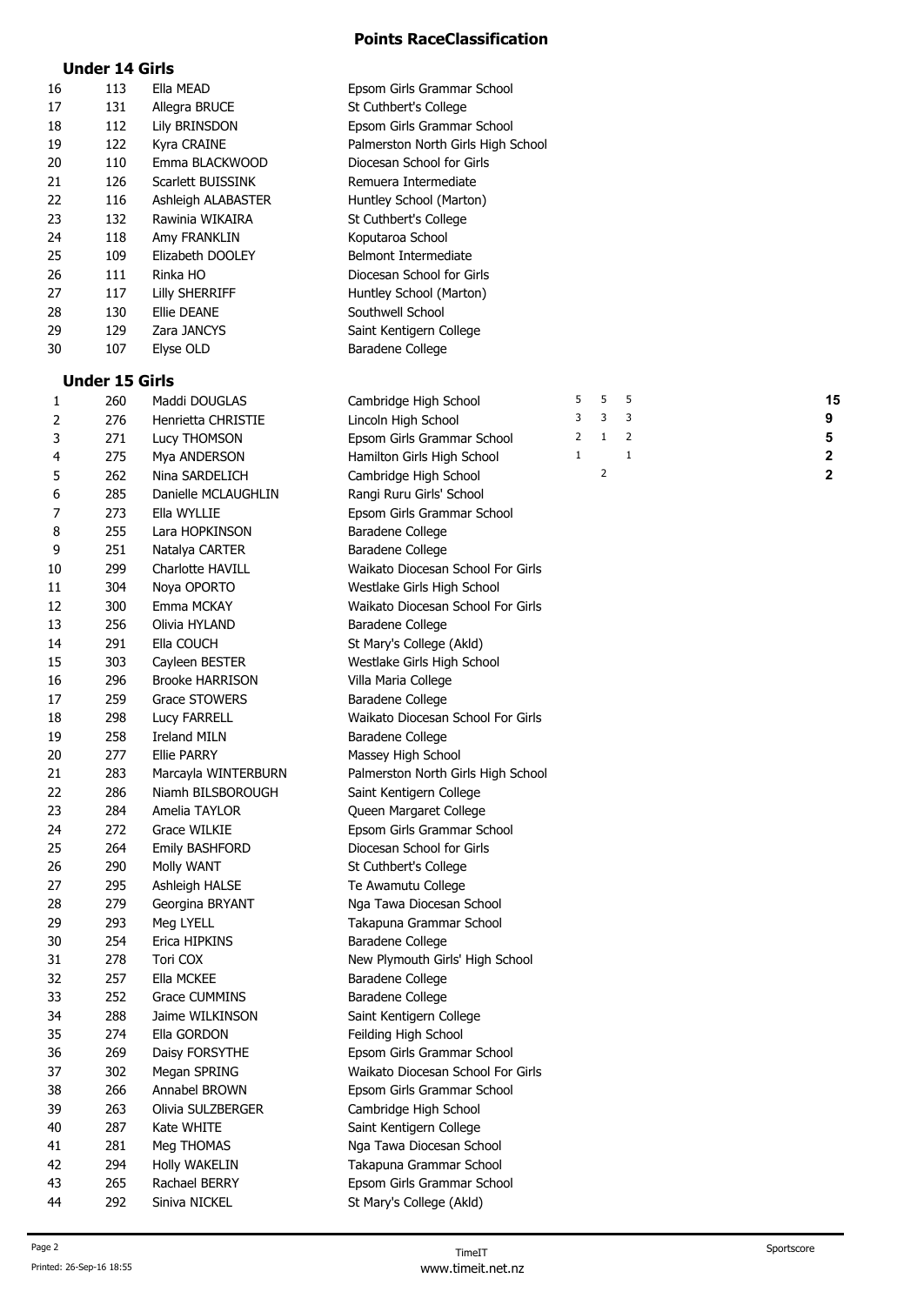# Points RaceClassification

## Under 14 Girls

| Place | No. | Name | School |
|---|---|---|---|
| 16 | 113 | Ella MEAD | Epsom Girls Grammar School |
| 17 | 131 | Allegra BRUCE | St Cuthbert's College |
| 18 | 112 | Lily BRINSDON | Epsom Girls Grammar School |
| 19 | 122 | Kyra CRAINE | Palmerston North Girls High School |
| 20 | 110 | Emma BLACKWOOD | Diocesan School for Girls |
| 21 | 126 | Scarlett BUISSINK | Remuera Intermediate |
| 22 | 116 | Ashleigh ALABASTER | Huntley School (Marton) |
| 23 | 132 | Rawinia WIKAIRA | St Cuthbert's College |
| 24 | 118 | Amy FRANKLIN | Koputaroa School |
| 25 | 109 | Elizabeth DOOLEY | Belmont Intermediate |
| 26 | 111 | Rinka HO | Diocesan School for Girls |
| 27 | 117 | Lilly SHERRIFF | Huntley School (Marton) |
| 28 | 130 | Ellie DEANE | Southwell School |
| 29 | 129 | Zara JANCYS | Saint Kentigern College |
| 30 | 107 | Elyse OLD | Baradene College |

## Under 15 Girls

| Place | No. | Name | School | | | | Total |
|---|---|---|---|---|---|---|---|
| 1 | 260 | Maddi DOUGLAS | Cambridge High School | 5 | 5 | 5 | **15** |
| 2 | 276 | Henrietta CHRISTIE | Lincoln High School | 3 | 3 | 3 | **9** |
| 3 | 271 | Lucy THOMSON | Epsom Girls Grammar School | 2 | 1 | 2 | **5** |
| 4 | 275 | Mya ANDERSON | Hamilton Girls High School | 1 | | 1 | **2** |
| 5 | 262 | Nina SARDELICH | Cambridge High School | | 2 | | **2** |
| 6 | 285 | Danielle MCLAUGHLIN | Rangi Ruru Girls' School | | | | |
| 7 | 273 | Ella WYLLIE | Epsom Girls Grammar School | | | | |
| 8 | 255 | Lara HOPKINSON | Baradene College | | | | |
| 9 | 251 | Natalya CARTER | Baradene College | | | | |
| 10 | 299 | Charlotte HAVILL | Waikato Diocesan School For Girls | | | | |
| 11 | 304 | Noya OPORTO | Westlake Girls High School | | | | |
| 12 | 300 | Emma MCKAY | Waikato Diocesan School For Girls | | | | |
| 13 | 256 | Olivia HYLAND | Baradene College | | | | |
| 14 | 291 | Ella COUCH | St Mary's College (Akld) | | | | |
| 15 | 303 | Cayleen BESTER | Westlake Girls High School | | | | |
| 16 | 296 | Brooke HARRISON | Villa Maria College | | | | |
| 17 | 259 | Grace STOWERS | Baradene College | | | | |
| 18 | 298 | Lucy FARRELL | Waikato Diocesan School For Girls | | | | |
| 19 | 258 | Ireland MILN | Baradene College | | | | |
| 20 | 277 | Ellie PARRY | Massey High School | | | | |
| 21 | 283 | Marcayla WINTERBURN | Palmerston North Girls High School | | | | |
| 22 | 286 | Niamh BILSBOROUGH | Saint Kentigern College | | | | |
| 23 | 284 | Amelia TAYLOR | Queen Margaret College | | | | |
| 24 | 272 | Grace WILKIE | Epsom Girls Grammar School | | | | |
| 25 | 264 | Emily BASHFORD | Diocesan School for Girls | | | | |
| 26 | 290 | Molly WANT | St Cuthbert's College | | | | |
| 27 | 295 | Ashleigh HALSE | Te Awamutu College | | | | |
| 28 | 279 | Georgina BRYANT | Nga Tawa Diocesan School | | | | |
| 29 | 293 | Meg LYELL | Takapuna Grammar School | | | | |
| 30 | 254 | Erica HIPKINS | Baradene College | | | | |
| 31 | 278 | Tori COX | New Plymouth Girls' High School | | | | |
| 32 | 257 | Ella MCKEE | Baradene College | | | | |
| 33 | 252 | Grace CUMMINS | Baradene College | | | | |
| 34 | 288 | Jaime WILKINSON | Saint Kentigern College | | | | |
| 35 | 274 | Ella GORDON | Feilding High School | | | | |
| 36 | 269 | Daisy FORSYTHE | Epsom Girls Grammar School | | | | |
| 37 | 302 | Megan SPRING | Waikato Diocesan School For Girls | | | | |
| 38 | 266 | Annabel BROWN | Epsom Girls Grammar School | | | | |
| 39 | 263 | Olivia SULZBERGER | Cambridge High School | | | | |
| 40 | 287 | Kate WHITE | Saint Kentigern College | | | | |
| 41 | 281 | Meg THOMAS | Nga Tawa Diocesan School | | | | |
| 42 | 294 | Holly WAKELIN | Takapuna Grammar School | | | | |
| 43 | 265 | Rachael BERRY | Epsom Girls Grammar School | | | | |
| 44 | 292 | Siniva NICKEL | St Mary's College (Akld) | | | | |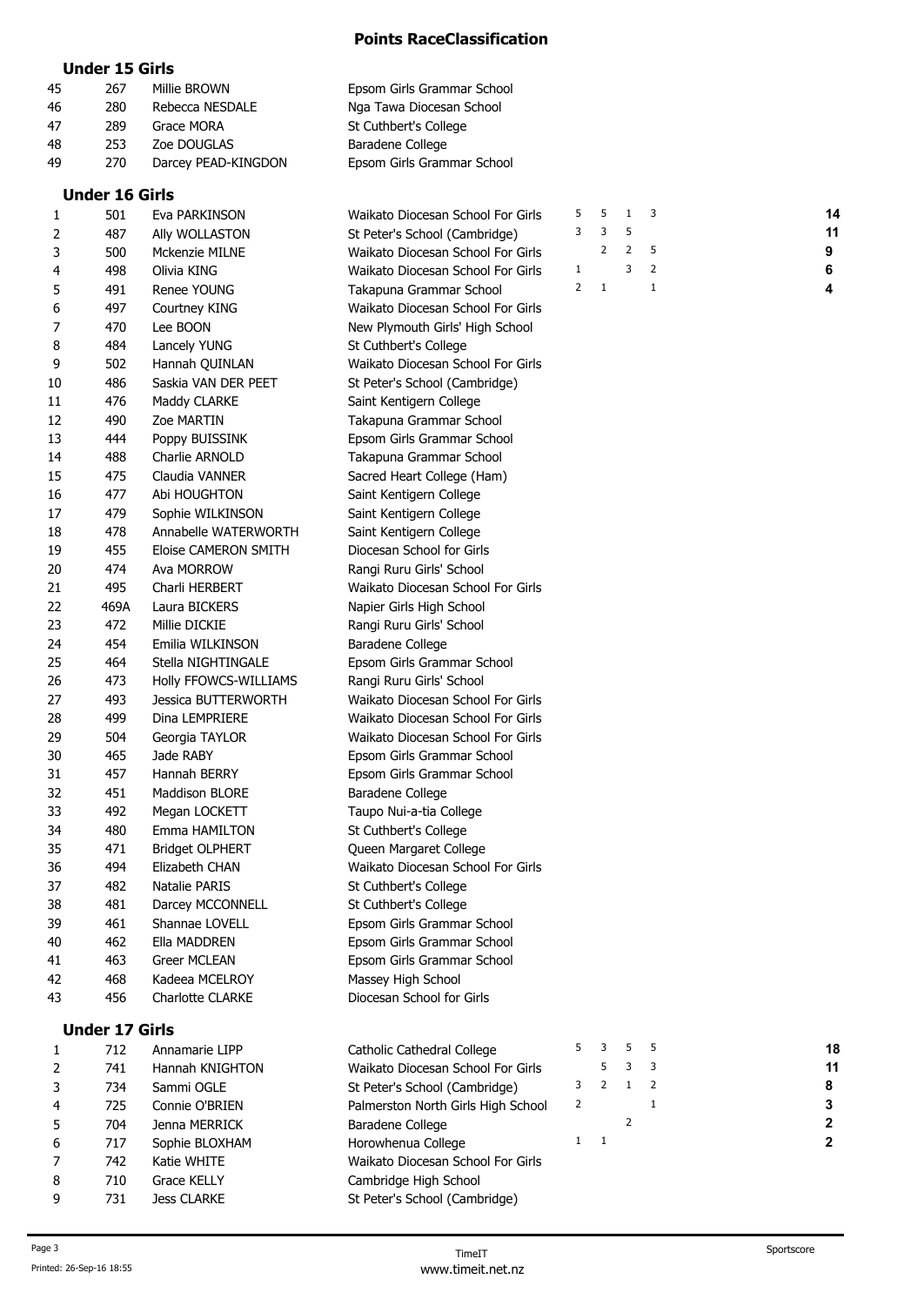## Points RaceClassification

### Under 15 Girls

| Place | No. | Name | School |
|---|---|---|---|
| 45 | 267 | Millie BROWN | Epsom Girls Grammar School |
| 46 | 280 | Rebecca NESDALE | Nga Tawa Diocesan School |
| 47 | 289 | Grace MORA | St Cuthbert's College |
| 48 | 253 | Zoe DOUGLAS | Baradene College |
| 49 | 270 | Darcey PEAD-KINGDON | Epsom Girls Grammar School |

### Under 16 Girls

| Place | No. | Name | School | | | | | Total |
|---|---|---|---|---|---|---|---|---|
| 1 | 501 | Eva PARKINSON | Waikato Diocesan School For Girls | 5 | 5 | 1 | 3 | 14 |
| 2 | 487 | Ally WOLLASTON | St Peter's School (Cambridge) | 3 | 3 | 5 | | 11 |
| 3 | 500 | Mckenzie MILNE | Waikato Diocesan School For Girls | | 2 | 2 | 5 | 9 |
| 4 | 498 | Olivia KING | Waikato Diocesan School For Girls | 1 | | 3 | 2 | 6 |
| 5 | 491 | Renee YOUNG | Takapuna Grammar School | 2 | 1 | | 1 | 4 |
| 6 | 497 | Courtney KING | Waikato Diocesan School For Girls | | | | | |
| 7 | 470 | Lee BOON | New Plymouth Girls' High School | | | | | |
| 8 | 484 | Lancely YUNG | St Cuthbert's College | | | | | |
| 9 | 502 | Hannah QUINLAN | Waikato Diocesan School For Girls | | | | | |
| 10 | 486 | Saskia VAN DER PEET | St Peter's School (Cambridge) | | | | | |
| 11 | 476 | Maddy CLARKE | Saint Kentigern College | | | | | |
| 12 | 490 | Zoe MARTIN | Takapuna Grammar School | | | | | |
| 13 | 444 | Poppy BUISSINK | Epsom Girls Grammar School | | | | | |
| 14 | 488 | Charlie ARNOLD | Takapuna Grammar School | | | | | |
| 15 | 475 | Claudia VANNER | Sacred Heart College (Ham) | | | | | |
| 16 | 477 | Abi HOUGHTON | Saint Kentigern College | | | | | |
| 17 | 479 | Sophie WILKINSON | Saint Kentigern College | | | | | |
| 18 | 478 | Annabelle WATERWORTH | Saint Kentigern College | | | | | |
| 19 | 455 | Eloise CAMERON SMITH | Diocesan School for Girls | | | | | |
| 20 | 474 | Ava MORROW | Rangi Ruru Girls' School | | | | | |
| 21 | 495 | Charli HERBERT | Waikato Diocesan School For Girls | | | | | |
| 22 | 469A | Laura BICKERS | Napier Girls High School | | | | | |
| 23 | 472 | Millie DICKIE | Rangi Ruru Girls' School | | | | | |
| 24 | 454 | Emilia WILKINSON | Baradene College | | | | | |
| 25 | 464 | Stella NIGHTINGALE | Epsom Girls Grammar School | | | | | |
| 26 | 473 | Holly FFOWCS-WILLIAMS | Rangi Ruru Girls' School | | | | | |
| 27 | 493 | Jessica BUTTERWORTH | Waikato Diocesan School For Girls | | | | | |
| 28 | 499 | Dina LEMPRIERE | Waikato Diocesan School For Girls | | | | | |
| 29 | 504 | Georgia TAYLOR | Waikato Diocesan School For Girls | | | | | |
| 30 | 465 | Jade RABY | Epsom Girls Grammar School | | | | | |
| 31 | 457 | Hannah BERRY | Epsom Girls Grammar School | | | | | |
| 32 | 451 | Maddison BLORE | Baradene College | | | | | |
| 33 | 492 | Megan LOCKETT | Taupo Nui-a-tia College | | | | | |
| 34 | 480 | Emma HAMILTON | St Cuthbert's College | | | | | |
| 35 | 471 | Bridget OLPHERT | Queen Margaret College | | | | | |
| 36 | 494 | Elizabeth CHAN | Waikato Diocesan School For Girls | | | | | |
| 37 | 482 | Natalie PARIS | St Cuthbert's College | | | | | |
| 38 | 481 | Darcey MCCONNELL | St Cuthbert's College | | | | | |
| 39 | 461 | Shannae LOVELL | Epsom Girls Grammar School | | | | | |
| 40 | 462 | Ella MADDREN | Epsom Girls Grammar School | | | | | |
| 41 | 463 | Greer MCLEAN | Epsom Girls Grammar School | | | | | |
| 42 | 468 | Kadeea MCELROY | Massey High School | | | | | |
| 43 | 456 | Charlotte CLARKE | Diocesan School for Girls | | | | | |

### Under 17 Girls

| Place | No. | Name | School | | | | | Total |
|---|---|---|---|---|---|---|---|---|
| 1 | 712 | Annamarie LIPP | Catholic Cathedral College | 5 | 3 | 5 | 5 | 18 |
| 2 | 741 | Hannah KNIGHTON | Waikato Diocesan School For Girls | | 5 | 3 | 3 | 11 |
| 3 | 734 | Sammi OGLE | St Peter's School (Cambridge) | 3 | 2 | 1 | 2 | 8 |
| 4 | 725 | Connie O'BRIEN | Palmerston North Girls High School | 2 | | | 1 | 3 |
| 5 | 704 | Jenna MERRICK | Baradene College | | | 2 | | 2 |
| 6 | 717 | Sophie BLOXHAM | Horowhenua College | 1 | 1 | | | 2 |
| 7 | 742 | Katie WHITE | Waikato Diocesan School For Girls | | | | | |
| 8 | 710 | Grace KELLY | Cambridge High School | | | | | |
| 9 | 731 | Jess CLARKE | St Peter's School (Cambridge) | | | | | |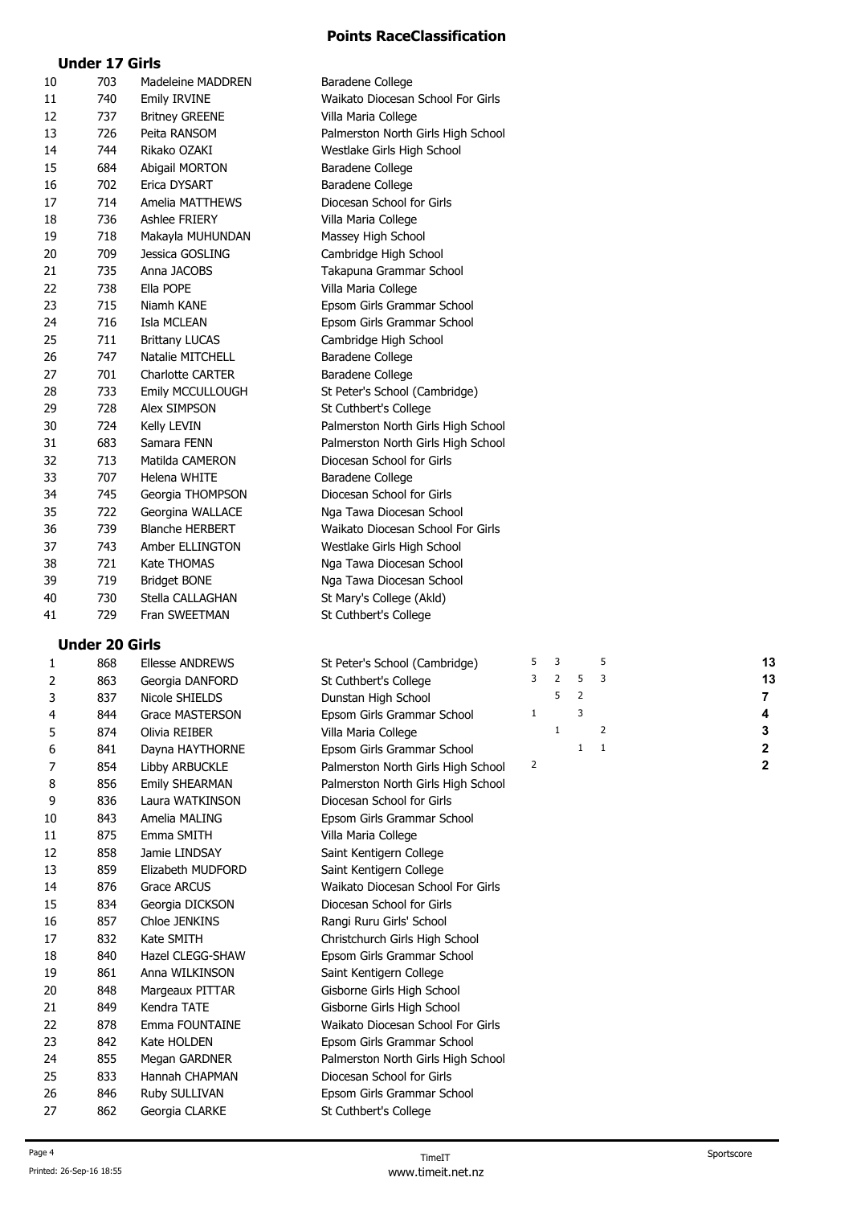## Points RaceClassification

### Under 17 Girls

| | | | |
|---|---|---|---|
| 10 | 703 | Madeleine MADDREN | Baradene College |
| 11 | 740 | Emily IRVINE | Waikato Diocesan School For Girls |
| 12 | 737 | Britney GREENE | Villa Maria College |
| 13 | 726 | Peita RANSOM | Palmerston North Girls High School |
| 14 | 744 | Rikako OZAKI | Westlake Girls High School |
| 15 | 684 | Abigail MORTON | Baradene College |
| 16 | 702 | Erica DYSART | Baradene College |
| 17 | 714 | Amelia MATTHEWS | Diocesan School for Girls |
| 18 | 736 | Ashlee FRIERY | Villa Maria College |
| 19 | 718 | Makayla MUHUNDAN | Massey High School |
| 20 | 709 | Jessica GOSLING | Cambridge High School |
| 21 | 735 | Anna JACOBS | Takapuna Grammar School |
| 22 | 738 | Ella POPE | Villa Maria College |
| 23 | 715 | Niamh KANE | Epsom Girls Grammar School |
| 24 | 716 | Isla MCLEAN | Epsom Girls Grammar School |
| 25 | 711 | Brittany LUCAS | Cambridge High School |
| 26 | 747 | Natalie MITCHELL | Baradene College |
| 27 | 701 | Charlotte CARTER | Baradene College |
| 28 | 733 | Emily MCCULLOUGH | St Peter's School (Cambridge) |
| 29 | 728 | Alex SIMPSON | St Cuthbert's College |
| 30 | 724 | Kelly LEVIN | Palmerston North Girls High School |
| 31 | 683 | Samara FENN | Palmerston North Girls High School |
| 32 | 713 | Matilda CAMERON | Diocesan School for Girls |
| 33 | 707 | Helena WHITE | Baradene College |
| 34 | 745 | Georgia THOMPSON | Diocesan School for Girls |
| 35 | 722 | Georgina WALLACE | Nga Tawa Diocesan School |
| 36 | 739 | Blanche HERBERT | Waikato Diocesan School For Girls |
| 37 | 743 | Amber ELLINGTON | Westlake Girls High School |
| 38 | 721 | Kate THOMAS | Nga Tawa Diocesan School |
| 39 | 719 | Bridget BONE | Nga Tawa Diocesan School |
| 40 | 730 | Stella CALLAGHAN | St Mary's College (Akld) |
| 41 | 729 | Fran SWEETMAN | St Cuthbert's College |

### Under 20 Girls

| | | | | | | | | |
|---|---|---|---|---|---|---|---|---|
| 1 | 868 | Ellesse ANDREWS | St Peter's School (Cambridge) | 5 | 3 | | 5 | **13** |
| 2 | 863 | Georgia DANFORD | St Cuthbert's College | 3 | 2 | 5 | 3 | **13** |
| 3 | 837 | Nicole SHIELDS | Dunstan High School | | 5 | 2 | | **7** |
| 4 | 844 | Grace MASTERSON | Epsom Girls Grammar School | 1 | | 3 | | **4** |
| 5 | 874 | Olivia REIBER | Villa Maria College | | 1 | | 2 | **3** |
| 6 | 841 | Dayna HAYTHORNE | Epsom Girls Grammar School | | | 1 | 1 | **2** |
| 7 | 854 | Libby ARBUCKLE | Palmerston North Girls High School | 2 | | | | **2** |
| 8 | 856 | Emily SHEARMAN | Palmerston North Girls High School | | | | | |
| 9 | 836 | Laura WATKINSON | Diocesan School for Girls | | | | | |
| 10 | 843 | Amelia MALING | Epsom Girls Grammar School | | | | | |
| 11 | 875 | Emma SMITH | Villa Maria College | | | | | |
| 12 | 858 | Jamie LINDSAY | Saint Kentigern College | | | | | |
| 13 | 859 | Elizabeth MUDFORD | Saint Kentigern College | | | | | |
| 14 | 876 | Grace ARCUS | Waikato Diocesan School For Girls | | | | | |
| 15 | 834 | Georgia DICKSON | Diocesan School for Girls | | | | | |
| 16 | 857 | Chloe JENKINS | Rangi Ruru Girls' School | | | | | |
| 17 | 832 | Kate SMITH | Christchurch Girls High School | | | | | |
| 18 | 840 | Hazel CLEGG-SHAW | Epsom Girls Grammar School | | | | | |
| 19 | 861 | Anna WILKINSON | Saint Kentigern College | | | | | |
| 20 | 848 | Margeaux PITTAR | Gisborne Girls High School | | | | | |
| 21 | 849 | Kendra TATE | Gisborne Girls High School | | | | | |
| 22 | 878 | Emma FOUNTAINE | Waikato Diocesan School For Girls | | | | | |
| 23 | 842 | Kate HOLDEN | Epsom Girls Grammar School | | | | | |
| 24 | 855 | Megan GARDNER | Palmerston North Girls High School | | | | | |
| 25 | 833 | Hannah CHAPMAN | Diocesan School for Girls | | | | | |
| 26 | 846 | Ruby SULLIVAN | Epsom Girls Grammar School | | | | | |
| 27 | 862 | Georgia CLARKE | St Cuthbert's College | | | | | |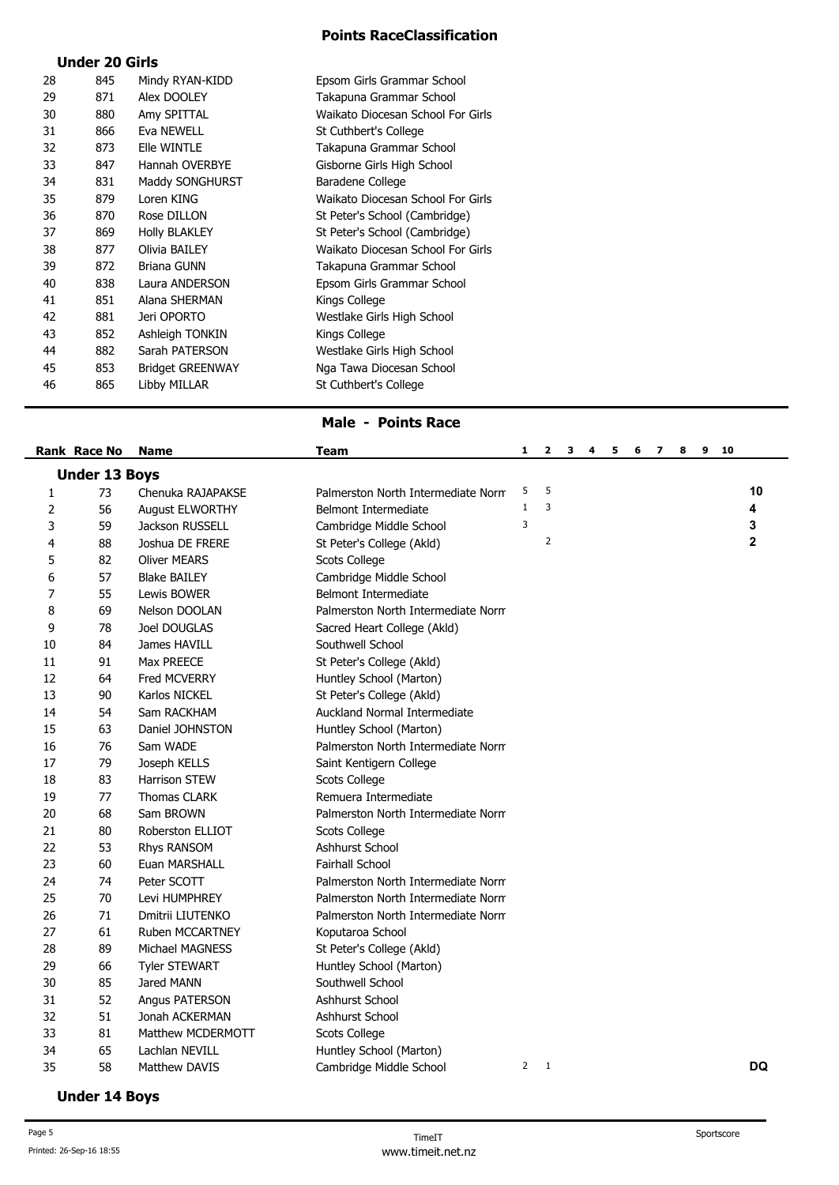## Points RaceClassification

### Under 20 Girls

| | | | |
|---|---|---|---|
| 28 | 845 | Mindy RYAN-KIDD | Epsom Girls Grammar School |
| 29 | 871 | Alex DOOLEY | Takapuna Grammar School |
| 30 | 880 | Amy SPITTAL | Waikato Diocesan School For Girls |
| 31 | 866 | Eva NEWELL | St Cuthbert's College |
| 32 | 873 | Elle WINTLE | Takapuna Grammar School |
| 33 | 847 | Hannah OVERBYE | Gisborne Girls High School |
| 34 | 831 | Maddy SONGHURST | Baradene College |
| 35 | 879 | Loren KING | Waikato Diocesan School For Girls |
| 36 | 870 | Rose DILLON | St Peter's School (Cambridge) |
| 37 | 869 | Holly BLAKLEY | St Peter's School (Cambridge) |
| 38 | 877 | Olivia BAILEY | Waikato Diocesan School For Girls |
| 39 | 872 | Briana GUNN | Takapuna Grammar School |
| 40 | 838 | Laura ANDERSON | Epsom Girls Grammar School |
| 41 | 851 | Alana SHERMAN | Kings College |
| 42 | 881 | Jeri OPORTO | Westlake Girls High School |
| 43 | 852 | Ashleigh TONKIN | Kings College |
| 44 | 882 | Sarah PATERSON | Westlake Girls High School |
| 45 | 853 | Bridget GREENWAY | Nga Tawa Diocesan School |
| 46 | 865 | Libby MILLAR | St Cuthbert's College |

## Male - Points Race

### Under 13 Boys

| Rank | Race No | Name | Team | 1 | 2 | 3 | 4 | 5 | 6 | 7 | 8 | 9 | 10 | |
|---|---|---|---|---|---|---|---|---|---|---|---|---|---|---|
| 1 | 73 | Chenuka RAJAPAKSE | Palmerston North Intermediate Norm | 5 | 5 | | | | | | | | | 10 |
| 2 | 56 | August ELWORTHY | Belmont Intermediate | 1 | 3 | | | | | | | | | 4 |
| 3 | 59 | Jackson RUSSELL | Cambridge Middle School | 3 | | | | | | | | | | 3 |
| 4 | 88 | Joshua DE FRERE | St Peter's College (Akld) | | 2 | | | | | | | | | 2 |
| 5 | 82 | Oliver MEARS | Scots College | | | | | | | | | | | |
| 6 | 57 | Blake BAILEY | Cambridge Middle School | | | | | | | | | | | |
| 7 | 55 | Lewis BOWER | Belmont Intermediate | | | | | | | | | | | |
| 8 | 69 | Nelson DOOLAN | Palmerston North Intermediate Norm | | | | | | | | | | | |
| 9 | 78 | Joel DOUGLAS | Sacred Heart College (Akld) | | | | | | | | | | | |
| 10 | 84 | James HAVILL | Southwell School | | | | | | | | | | | |
| 11 | 91 | Max PREECE | St Peter's College (Akld) | | | | | | | | | | | |
| 12 | 64 | Fred MCVERRY | Huntley School (Marton) | | | | | | | | | | | |
| 13 | 90 | Karlos NICKEL | St Peter's College (Akld) | | | | | | | | | | | |
| 14 | 54 | Sam RACKHAM | Auckland Normal Intermediate | | | | | | | | | | | |
| 15 | 63 | Daniel JOHNSTON | Huntley School (Marton) | | | | | | | | | | | |
| 16 | 76 | Sam WADE | Palmerston North Intermediate Norm | | | | | | | | | | | |
| 17 | 79 | Joseph KELLS | Saint Kentigern College | | | | | | | | | | | |
| 18 | 83 | Harrison STEW | Scots College | | | | | | | | | | | |
| 19 | 77 | Thomas CLARK | Remuera Intermediate | | | | | | | | | | | |
| 20 | 68 | Sam BROWN | Palmerston North Intermediate Norm | | | | | | | | | | | |
| 21 | 80 | Roberston ELLIOT | Scots College | | | | | | | | | | | |
| 22 | 53 | Rhys RANSOM | Ashhurst School | | | | | | | | | | | |
| 23 | 60 | Euan MARSHALL | Fairhall School | | | | | | | | | | | |
| 24 | 74 | Peter SCOTT | Palmerston North Intermediate Norm | | | | | | | | | | | |
| 25 | 70 | Levi HUMPHREY | Palmerston North Intermediate Norm | | | | | | | | | | | |
| 26 | 71 | Dmitrii LIUTENKO | Palmerston North Intermediate Norm | | | | | | | | | | | |
| 27 | 61 | Ruben MCCARTNEY | Koputaroa School | | | | | | | | | | | |
| 28 | 89 | Michael MAGNESS | St Peter's College (Akld) | | | | | | | | | | | |
| 29 | 66 | Tyler STEWART | Huntley School (Marton) | | | | | | | | | | | |
| 30 | 85 | Jared MANN | Southwell School | | | | | | | | | | | |
| 31 | 52 | Angus PATERSON | Ashhurst School | | | | | | | | | | | |
| 32 | 51 | Jonah ACKERMAN | Ashhurst School | | | | | | | | | | | |
| 33 | 81 | Matthew MCDERMOTT | Scots College | | | | | | | | | | | |
| 34 | 65 | Lachlan NEVILL | Huntley School (Marton) | | | | | | | | | | | |
| 35 | 58 | Matthew DAVIS | Cambridge Middle School | 2 | 1 | | | | | | | | | DQ |

### Under 14 Boys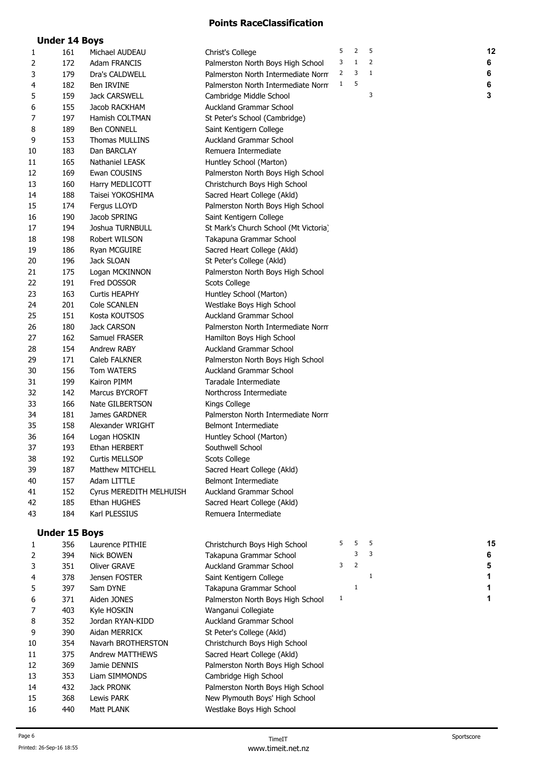## Points RaceClassification

### Under 14 Boys

| | | | | | | | |
|---|---|---|---|---|---|---|---|
| 1 | 161 | Michael AUDEAU | Christ's College | 5 | 2 | 5 | **12** |
| 2 | 172 | Adam FRANCIS | Palmerston North Boys High School | 3 | 1 | 2 | **6** |
| 3 | 179 | Dra's CALDWELL | Palmerston North Intermediate Norm | 2 | 3 | 1 | **6** |
| 4 | 182 | Ben IRVINE | Palmerston North Intermediate Norm | 1 | 5 | | **6** |
| 5 | 159 | Jack CARSWELL | Cambridge Middle School | | | 3 | **3** |
| 6 | 155 | Jacob RACKHAM | Auckland Grammar School | | | | |
| 7 | 197 | Hamish COLTMAN | St Peter's School (Cambridge) | | | | |
| 8 | 189 | Ben CONNELL | Saint Kentigern College | | | | |
| 9 | 153 | Thomas MULLINS | Auckland Grammar School | | | | |
| 10 | 183 | Dan BARCLAY | Remuera Intermediate | | | | |
| 11 | 165 | Nathaniel LEASK | Huntley School (Marton) | | | | |
| 12 | 169 | Ewan COUSINS | Palmerston North Boys High School | | | | |
| 13 | 160 | Harry MEDLICOTT | Christchurch Boys High School | | | | |
| 14 | 188 | Taisei YOKOSHIMA | Sacred Heart College (Akld) | | | | |
| 15 | 174 | Fergus LLOYD | Palmerston North Boys High School | | | | |
| 16 | 190 | Jacob SPRING | Saint Kentigern College | | | | |
| 17 | 194 | Joshua TURNBULL | St Mark's Church School (Mt Victoria) | | | | |
| 18 | 198 | Robert WILSON | Takapuna Grammar School | | | | |
| 19 | 186 | Ryan MCGUIRE | Sacred Heart College (Akld) | | | | |
| 20 | 196 | Jack SLOAN | St Peter's College (Akld) | | | | |
| 21 | 175 | Logan MCKINNON | Palmerston North Boys High School | | | | |
| 22 | 191 | Fred DOSSOR | Scots College | | | | |
| 23 | 163 | Curtis HEAPHY | Huntley School (Marton) | | | | |
| 24 | 201 | Cole SCANLEN | Westlake Boys High School | | | | |
| 25 | 151 | Kosta KOUTSOS | Auckland Grammar School | | | | |
| 26 | 180 | Jack CARSON | Palmerston North Intermediate Norm | | | | |
| 27 | 162 | Samuel FRASER | Hamilton Boys High School | | | | |
| 28 | 154 | Andrew RABY | Auckland Grammar School | | | | |
| 29 | 171 | Caleb FALKNER | Palmerston North Boys High School | | | | |
| 30 | 156 | Tom WATERS | Auckland Grammar School | | | | |
| 31 | 199 | Kairon PIMM | Taradale Intermediate | | | | |
| 32 | 142 | Marcus BYCROFT | Northcross Intermediate | | | | |
| 33 | 166 | Nate GILBERTSON | Kings College | | | | |
| 34 | 181 | James GARDNER | Palmerston North Intermediate Norm | | | | |
| 35 | 158 | Alexander WRIGHT | Belmont Intermediate | | | | |
| 36 | 164 | Logan HOSKIN | Huntley School (Marton) | | | | |
| 37 | 193 | Ethan HERBERT | Southwell School | | | | |
| 38 | 192 | Curtis MELLSOP | Scots College | | | | |
| 39 | 187 | Matthew MITCHELL | Sacred Heart College (Akld) | | | | |
| 40 | 157 | Adam LITTLE | Belmont Intermediate | | | | |
| 41 | 152 | Cyrus MEREDITH MELHUISH | Auckland Grammar School | | | | |
| 42 | 185 | Ethan HUGHES | Sacred Heart College (Akld) | | | | |
| 43 | 184 | Karl PLESSIUS | Remuera Intermediate | | | | |

### Under 15 Boys

| | | | | | | | |
|---|---|---|---|---|---|---|---|
| 1 | 356 | Laurence PITHIE | Christchurch Boys High School | 5 | 5 | 5 | **15** |
| 2 | 394 | Nick BOWEN | Takapuna Grammar School | | 3 | 3 | **6** |
| 3 | 351 | Oliver GRAVE | Auckland Grammar School | 3 | 2 | | **5** |
| 4 | 378 | Jensen FOSTER | Saint Kentigern College | | | 1 | **1** |
| 5 | 397 | Sam DYNE | Takapuna Grammar School | | 1 | | **1** |
| 6 | 371 | Aiden JONES | Palmerston North Boys High School | 1 | | | **1** |
| 7 | 403 | Kyle HOSKIN | Wanganui Collegiate | | | | |
| 8 | 352 | Jordan RYAN-KIDD | Auckland Grammar School | | | | |
| 9 | 390 | Aidan MERRICK | St Peter's College (Akld) | | | | |
| 10 | 354 | Navarh BROTHERSTON | Christchurch Boys High School | | | | |
| 11 | 375 | Andrew MATTHEWS | Sacred Heart College (Akld) | | | | |
| 12 | 369 | Jamie DENNIS | Palmerston North Boys High School | | | | |
| 13 | 353 | Liam SIMMONDS | Cambridge High School | | | | |
| 14 | 432 | Jack PRONK | Palmerston North Boys High School | | | | |
| 15 | 368 | Lewis PARK | New Plymouth Boys' High School | | | | |
| 16 | 440 | Matt PLANK | Westlake Boys High School | | | | |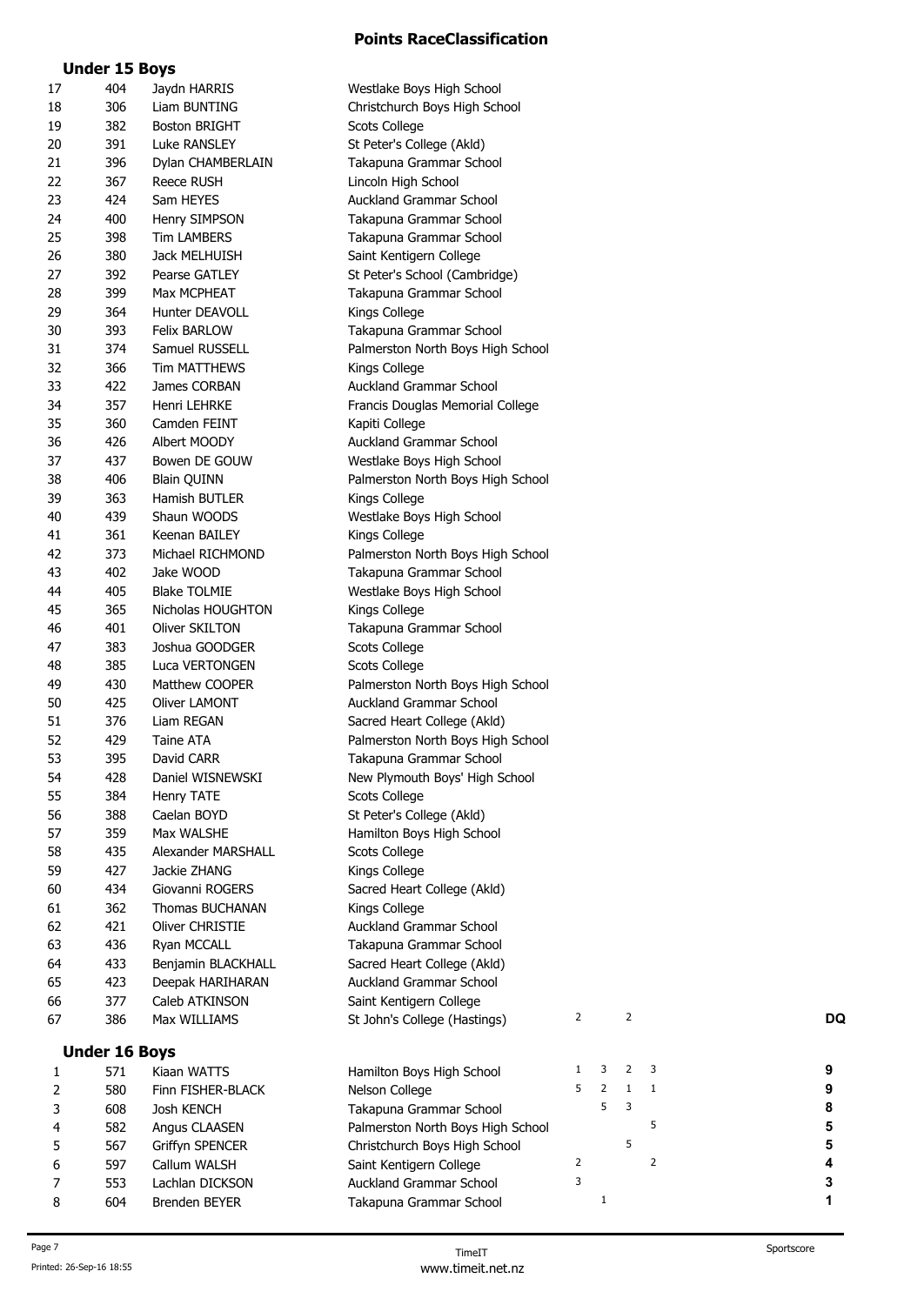# Points RaceClassification

## Under 15 Boys

| | | | | | | | | |
|---|---|---|---|---|---|---|---|---|
| 17 | 404 | Jaydn HARRIS | Westlake Boys High School | | | | | |
| 18 | 306 | Liam BUNTING | Christchurch Boys High School | | | | | |
| 19 | 382 | Boston BRIGHT | Scots College | | | | | |
| 20 | 391 | Luke RANSLEY | St Peter's College (Akld) | | | | | |
| 21 | 396 | Dylan CHAMBERLAIN | Takapuna Grammar School | | | | | |
| 22 | 367 | Reece RUSH | Lincoln High School | | | | | |
| 23 | 424 | Sam HEYES | Auckland Grammar School | | | | | |
| 24 | 400 | Henry SIMPSON | Takapuna Grammar School | | | | | |
| 25 | 398 | Tim LAMBERS | Takapuna Grammar School | | | | | |
| 26 | 380 | Jack MELHUISH | Saint Kentigern College | | | | | |
| 27 | 392 | Pearse GATLEY | St Peter's School (Cambridge) | | | | | |
| 28 | 399 | Max MCPHEAT | Takapuna Grammar School | | | | | |
| 29 | 364 | Hunter DEAVOLL | Kings College | | | | | |
| 30 | 393 | Felix BARLOW | Takapuna Grammar School | | | | | |
| 31 | 374 | Samuel RUSSELL | Palmerston North Boys High School | | | | | |
| 32 | 366 | Tim MATTHEWS | Kings College | | | | | |
| 33 | 422 | James CORBAN | Auckland Grammar School | | | | | |
| 34 | 357 | Henri LEHRKE | Francis Douglas Memorial College | | | | | |
| 35 | 360 | Camden FEINT | Kapiti College | | | | | |
| 36 | 426 | Albert MOODY | Auckland Grammar School | | | | | |
| 37 | 437 | Bowen DE GOUW | Westlake Boys High School | | | | | |
| 38 | 406 | Blain QUINN | Palmerston North Boys High School | | | | | |
| 39 | 363 | Hamish BUTLER | Kings College | | | | | |
| 40 | 439 | Shaun WOODS | Westlake Boys High School | | | | | |
| 41 | 361 | Keenan BAILEY | Kings College | | | | | |
| 42 | 373 | Michael RICHMOND | Palmerston North Boys High School | | | | | |
| 43 | 402 | Jake WOOD | Takapuna Grammar School | | | | | |
| 44 | 405 | Blake TOLMIE | Westlake Boys High School | | | | | |
| 45 | 365 | Nicholas HOUGHTON | Kings College | | | | | |
| 46 | 401 | Oliver SKILTON | Takapuna Grammar School | | | | | |
| 47 | 383 | Joshua GOODGER | Scots College | | | | | |
| 48 | 385 | Luca VERTONGEN | Scots College | | | | | |
| 49 | 430 | Matthew COOPER | Palmerston North Boys High School | | | | | |
| 50 | 425 | Oliver LAMONT | Auckland Grammar School | | | | | |
| 51 | 376 | Liam REGAN | Sacred Heart College (Akld) | | | | | |
| 52 | 429 | Taine ATA | Palmerston North Boys High School | | | | | |
| 53 | 395 | David CARR | Takapuna Grammar School | | | | | |
| 54 | 428 | Daniel WISNEWSKI | New Plymouth Boys' High School | | | | | |
| 55 | 384 | Henry TATE | Scots College | | | | | |
| 56 | 388 | Caelan BOYD | St Peter's College (Akld) | | | | | |
| 57 | 359 | Max WALSHE | Hamilton Boys High School | | | | | |
| 58 | 435 | Alexander MARSHALL | Scots College | | | | | |
| 59 | 427 | Jackie ZHANG | Kings College | | | | | |
| 60 | 434 | Giovanni ROGERS | Sacred Heart College (Akld) | | | | | |
| 61 | 362 | Thomas BUCHANAN | Kings College | | | | | |
| 62 | 421 | Oliver CHRISTIE | Auckland Grammar School | | | | | |
| 63 | 436 | Ryan MCCALL | Takapuna Grammar School | | | | | |
| 64 | 433 | Benjamin BLACKHALL | Sacred Heart College (Akld) | | | | | |
| 65 | 423 | Deepak HARIHARAN | Auckland Grammar School | | | | | |
| 66 | 377 | Caleb ATKINSON | Saint Kentigern College | | | | | |
| 67 | 386 | Max WILLIAMS | St John's College (Hastings) | 2 | | 2 | | DQ |

## Under 16 Boys

| | | | | | | | | |
|---|---|---|---|---|---|---|---|---|
| 1 | 571 | Kiaan WATTS | Hamilton Boys High School | 1 | 3 | 2 | 3 | 9 |
| 2 | 580 | Finn FISHER-BLACK | Nelson College | 5 | 2 | 1 | 1 | 9 |
| 3 | 608 | Josh KENCH | Takapuna Grammar School | | 5 | 3 | | 8 |
| 4 | 582 | Angus CLAASEN | Palmerston North Boys High School | | | | 5 | 5 |
| 5 | 567 | Griffyn SPENCER | Christchurch Boys High School | | | 5 | | 5 |
| 6 | 597 | Callum WALSH | Saint Kentigern College | 2 | | | 2 | 4 |
| 7 | 553 | Lachlan DICKSON | Auckland Grammar School | 3 | | | | 3 |
| 8 | 604 | Brenden BEYER | Takapuna Grammar School | | 1 | | | 1 |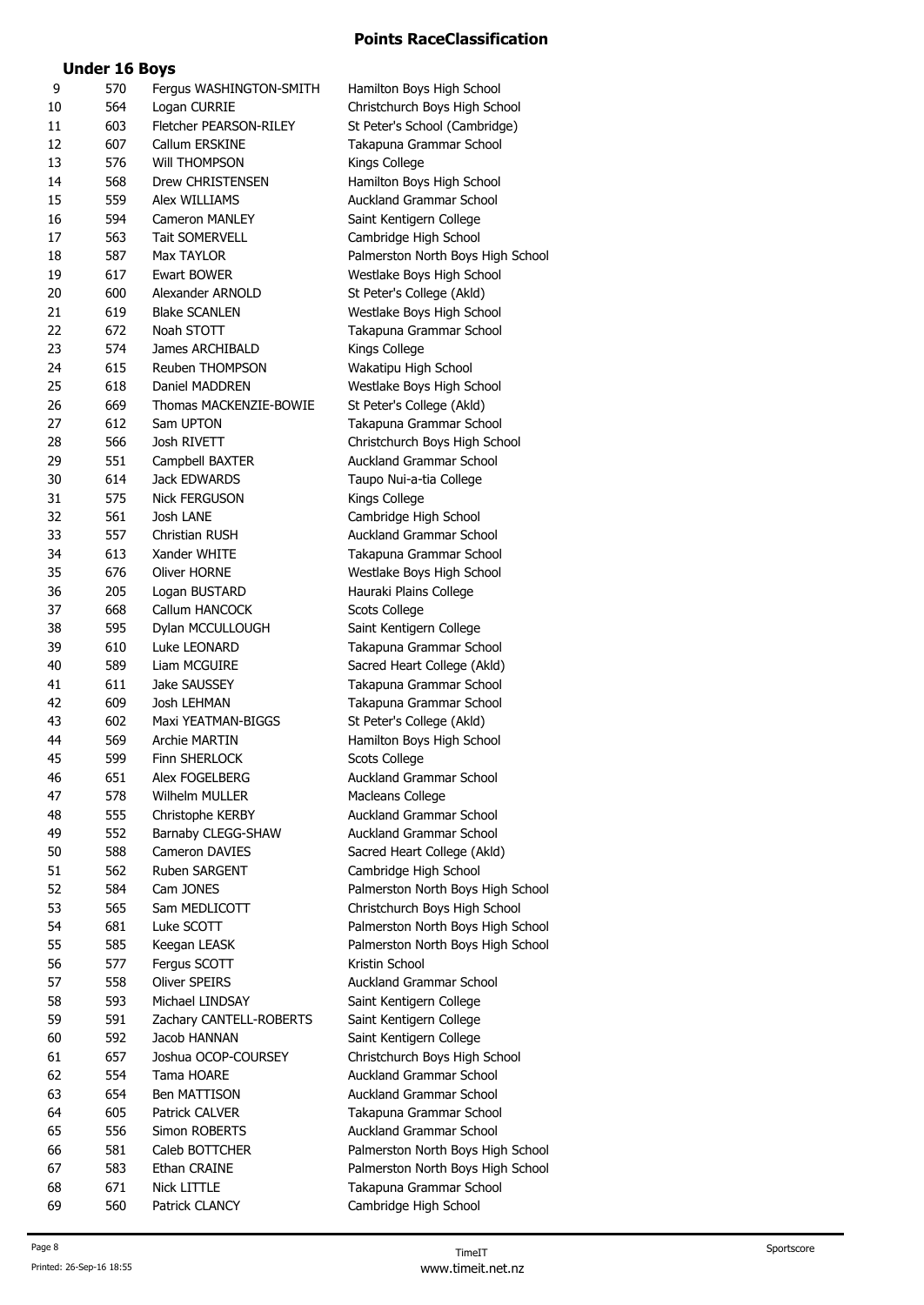# Points RaceClassification

## Under 16 Boys

| | | | |
|---|---|---|---|
| 9 | 570 | Fergus WASHINGTON-SMITH | Hamilton Boys High School |
| 10 | 564 | Logan CURRIE | Christchurch Boys High School |
| 11 | 603 | Fletcher PEARSON-RILEY | St Peter's School (Cambridge) |
| 12 | 607 | Callum ERSKINE | Takapuna Grammar School |
| 13 | 576 | Will THOMPSON | Kings College |
| 14 | 568 | Drew CHRISTENSEN | Hamilton Boys High School |
| 15 | 559 | Alex WILLIAMS | Auckland Grammar School |
| 16 | 594 | Cameron MANLEY | Saint Kentigern College |
| 17 | 563 | Tait SOMERVELL | Cambridge High School |
| 18 | 587 | Max TAYLOR | Palmerston North Boys High School |
| 19 | 617 | Ewart BOWER | Westlake Boys High School |
| 20 | 600 | Alexander ARNOLD | St Peter's College (Akld) |
| 21 | 619 | Blake SCANLEN | Westlake Boys High School |
| 22 | 672 | Noah STOTT | Takapuna Grammar School |
| 23 | 574 | James ARCHIBALD | Kings College |
| 24 | 615 | Reuben THOMPSON | Wakatipu High School |
| 25 | 618 | Daniel MADDREN | Westlake Boys High School |
| 26 | 669 | Thomas MACKENZIE-BOWIE | St Peter's College (Akld) |
| 27 | 612 | Sam UPTON | Takapuna Grammar School |
| 28 | 566 | Josh RIVETT | Christchurch Boys High School |
| 29 | 551 | Campbell BAXTER | Auckland Grammar School |
| 30 | 614 | Jack EDWARDS | Taupo Nui-a-tia College |
| 31 | 575 | Nick FERGUSON | Kings College |
| 32 | 561 | Josh LANE | Cambridge High School |
| 33 | 557 | Christian RUSH | Auckland Grammar School |
| 34 | 613 | Xander WHITE | Takapuna Grammar School |
| 35 | 676 | Oliver HORNE | Westlake Boys High School |
| 36 | 205 | Logan BUSTARD | Hauraki Plains College |
| 37 | 668 | Callum HANCOCK | Scots College |
| 38 | 595 | Dylan MCCULLOUGH | Saint Kentigern College |
| 39 | 610 | Luke LEONARD | Takapuna Grammar School |
| 40 | 589 | Liam MCGUIRE | Sacred Heart College (Akld) |
| 41 | 611 | Jake SAUSSEY | Takapuna Grammar School |
| 42 | 609 | Josh LEHMAN | Takapuna Grammar School |
| 43 | 602 | Maxi YEATMAN-BIGGS | St Peter's College (Akld) |
| 44 | 569 | Archie MARTIN | Hamilton Boys High School |
| 45 | 599 | Finn SHERLOCK | Scots College |
| 46 | 651 | Alex FOGELBERG | Auckland Grammar School |
| 47 | 578 | Wilhelm MULLER | Macleans College |
| 48 | 555 | Christophe KERBY | Auckland Grammar School |
| 49 | 552 | Barnaby CLEGG-SHAW | Auckland Grammar School |
| 50 | 588 | Cameron DAVIES | Sacred Heart College (Akld) |
| 51 | 562 | Ruben SARGENT | Cambridge High School |
| 52 | 584 | Cam JONES | Palmerston North Boys High School |
| 53 | 565 | Sam MEDLICOTT | Christchurch Boys High School |
| 54 | 681 | Luke SCOTT | Palmerston North Boys High School |
| 55 | 585 | Keegan LEASK | Palmerston North Boys High School |
| 56 | 577 | Fergus SCOTT | Kristin School |
| 57 | 558 | Oliver SPEIRS | Auckland Grammar School |
| 58 | 593 | Michael LINDSAY | Saint Kentigern College |
| 59 | 591 | Zachary CANTELL-ROBERTS | Saint Kentigern College |
| 60 | 592 | Jacob HANNAN | Saint Kentigern College |
| 61 | 657 | Joshua OCOP-COURSEY | Christchurch Boys High School |
| 62 | 554 | Tama HOARE | Auckland Grammar School |
| 63 | 654 | Ben MATTISON | Auckland Grammar School |
| 64 | 605 | Patrick CALVER | Takapuna Grammar School |
| 65 | 556 | Simon ROBERTS | Auckland Grammar School |
| 66 | 581 | Caleb BOTTCHER | Palmerston North Boys High School |
| 67 | 583 | Ethan CRAINE | Palmerston North Boys High School |
| 68 | 671 | Nick LITTLE | Takapuna Grammar School |
| 69 | 560 | Patrick CLANCY | Cambridge High School |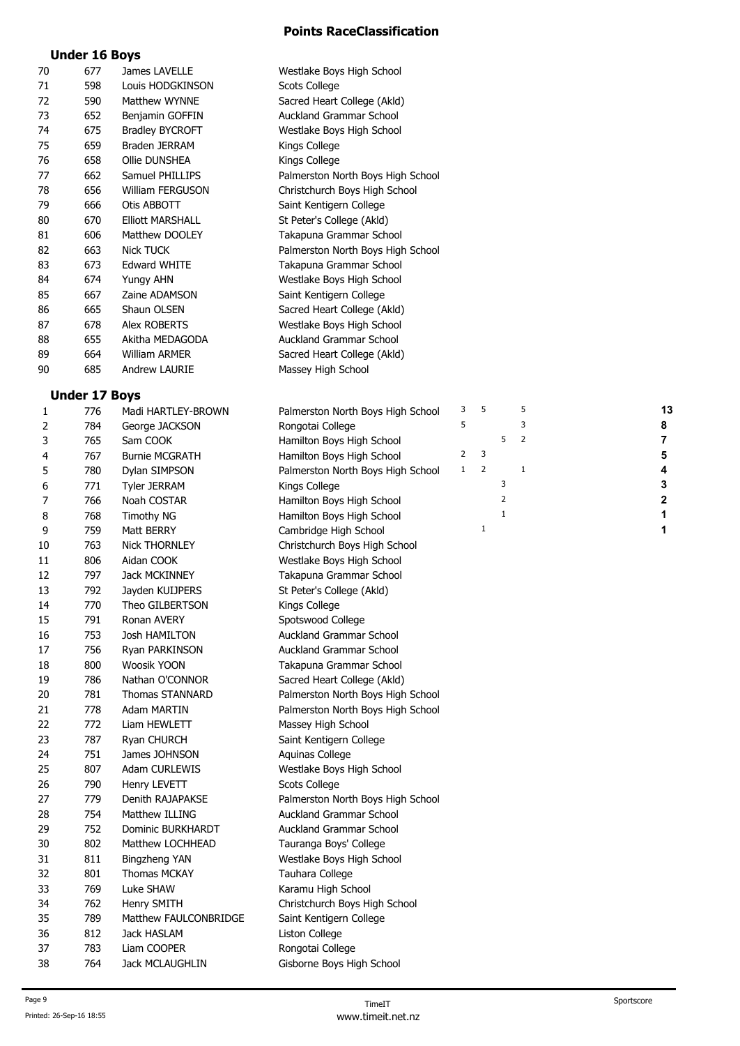## Points RaceClassification

### Under 16 Boys

| | | | |
|---|---|---|---|
| 70 | 677 | James LAVELLE | Westlake Boys High School |
| 71 | 598 | Louis HODGKINSON | Scots College |
| 72 | 590 | Matthew WYNNE | Sacred Heart College (Akld) |
| 73 | 652 | Benjamin GOFFIN | Auckland Grammar School |
| 74 | 675 | Bradley BYCROFT | Westlake Boys High School |
| 75 | 659 | Braden JERRAM | Kings College |
| 76 | 658 | Ollie DUNSHEA | Kings College |
| 77 | 662 | Samuel PHILLIPS | Palmerston North Boys High School |
| 78 | 656 | William FERGUSON | Christchurch Boys High School |
| 79 | 666 | Otis ABBOTT | Saint Kentigern College |
| 80 | 670 | Elliott MARSHALL | St Peter's College (Akld) |
| 81 | 606 | Matthew DOOLEY | Takapuna Grammar School |
| 82 | 663 | Nick TUCK | Palmerston North Boys High School |
| 83 | 673 | Edward WHITE | Takapuna Grammar School |
| 84 | 674 | Yungy AHN | Westlake Boys High School |
| 85 | 667 | Zaine ADAMSON | Saint Kentigern College |
| 86 | 665 | Shaun OLSEN | Sacred Heart College (Akld) |
| 87 | 678 | Alex ROBERTS | Westlake Boys High School |
| 88 | 655 | Akitha MEDAGODA | Auckland Grammar School |
| 89 | 664 | William ARMER | Sacred Heart College (Akld) |
| 90 | 685 | Andrew LAURIE | Massey High School |

### Under 17 Boys

| | | | | | | | | |
|---|---|---|---|---|---|---|---|---|
| 1 | 776 | Madi HARTLEY-BROWN | Palmerston North Boys High School | 3 | 5 | | 5 | **13** |
| 2 | 784 | George JACKSON | Rongotai College | 5 | | | 3 | **8** |
| 3 | 765 | Sam COOK | Hamilton Boys High School | | | 5 | 2 | **7** |
| 4 | 767 | Burnie MCGRATH | Hamilton Boys High School | 2 | 3 | | | **5** |
| 5 | 780 | Dylan SIMPSON | Palmerston North Boys High School | 1 | 2 | | 1 | **4** |
| 6 | 771 | Tyler JERRAM | Kings College | | | 3 | | **3** |
| 7 | 766 | Noah COSTAR | Hamilton Boys High School | | | 2 | | **2** |
| 8 | 768 | Timothy NG | Hamilton Boys High School | | | 1 | | **1** |
| 9 | 759 | Matt BERRY | Cambridge High School | | 1 | | | **1** |
| 10 | 763 | Nick THORNLEY | Christchurch Boys High School | | | | | |
| 11 | 806 | Aidan COOK | Westlake Boys High School | | | | | |
| 12 | 797 | Jack MCKINNEY | Takapuna Grammar School | | | | | |
| 13 | 792 | Jayden KUIJPERS | St Peter's College (Akld) | | | | | |
| 14 | 770 | Theo GILBERTSON | Kings College | | | | | |
| 15 | 791 | Ronan AVERY | Spotswood College | | | | | |
| 16 | 753 | Josh HAMILTON | Auckland Grammar School | | | | | |
| 17 | 756 | Ryan PARKINSON | Auckland Grammar School | | | | | |
| 18 | 800 | Woosik YOON | Takapuna Grammar School | | | | | |
| 19 | 786 | Nathan O'CONNOR | Sacred Heart College (Akld) | | | | | |
| 20 | 781 | Thomas STANNARD | Palmerston North Boys High School | | | | | |
| 21 | 778 | Adam MARTIN | Palmerston North Boys High School | | | | | |
| 22 | 772 | Liam HEWLETT | Massey High School | | | | | |
| 23 | 787 | Ryan CHURCH | Saint Kentigern College | | | | | |
| 24 | 751 | James JOHNSON | Aquinas College | | | | | |
| 25 | 807 | Adam CURLEWIS | Westlake Boys High School | | | | | |
| 26 | 790 | Henry LEVETT | Scots College | | | | | |
| 27 | 779 | Denith RAJAPAKSE | Palmerston North Boys High School | | | | | |
| 28 | 754 | Matthew ILLING | Auckland Grammar School | | | | | |
| 29 | 752 | Dominic BURKHARDT | Auckland Grammar School | | | | | |
| 30 | 802 | Matthew LOCHHEAD | Tauranga Boys' College | | | | | |
| 31 | 811 | Bingzheng YAN | Westlake Boys High School | | | | | |
| 32 | 801 | Thomas MCKAY | Tauhara College | | | | | |
| 33 | 769 | Luke SHAW | Karamu High School | | | | | |
| 34 | 762 | Henry SMITH | Christchurch Boys High School | | | | | |
| 35 | 789 | Matthew FAULCONBRIDGE | Saint Kentigern College | | | | | |
| 36 | 812 | Jack HASLAM | Liston College | | | | | |
| 37 | 783 | Liam COOPER | Rongotai College | | | | | |
| 38 | 764 | Jack MCLAUGHLIN | Gisborne Boys High School | | | | | |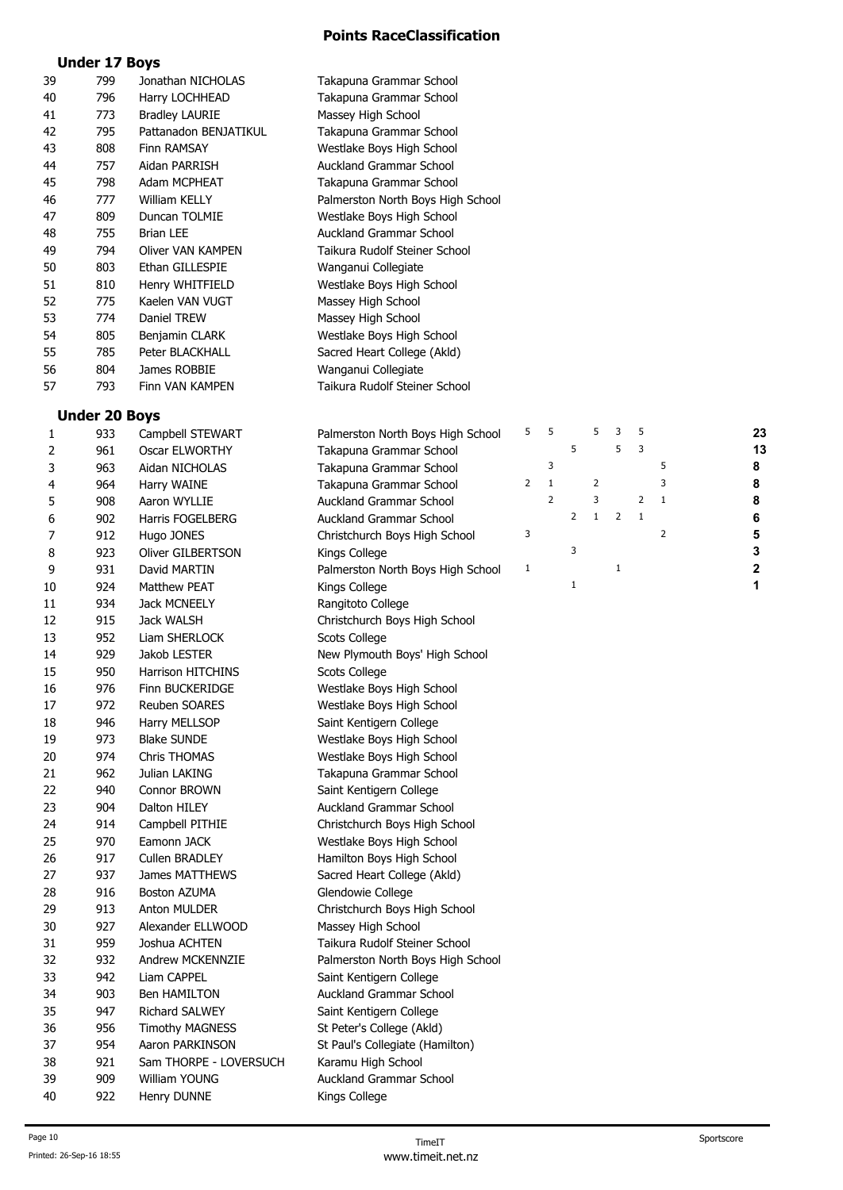# Points RaceClassification

## Under 17 Boys

| | | | |
|---|---|---|---|
| 39 | 799 | Jonathan NICHOLAS | Takapuna Grammar School |
| 40 | 796 | Harry LOCHHEAD | Takapuna Grammar School |
| 41 | 773 | Bradley LAURIE | Massey High School |
| 42 | 795 | Pattanadon BENJATIKUL | Takapuna Grammar School |
| 43 | 808 | Finn RAMSAY | Westlake Boys High School |
| 44 | 757 | Aidan PARRISH | Auckland Grammar School |
| 45 | 798 | Adam MCPHEAT | Takapuna Grammar School |
| 46 | 777 | William KELLY | Palmerston North Boys High School |
| 47 | 809 | Duncan TOLMIE | Westlake Boys High School |
| 48 | 755 | Brian LEE | Auckland Grammar School |
| 49 | 794 | Oliver VAN KAMPEN | Taikura Rudolf Steiner School |
| 50 | 803 | Ethan GILLESPIE | Wanganui Collegiate |
| 51 | 810 | Henry WHITFIELD | Westlake Boys High School |
| 52 | 775 | Kaelen VAN VUGT | Massey High School |
| 53 | 774 | Daniel TREW | Massey High School |
| 54 | 805 | Benjamin CLARK | Westlake Boys High School |
| 55 | 785 | Peter BLACKHALL | Sacred Heart College (Akld) |
| 56 | 804 | James ROBBIE | Wanganui Collegiate |
| 57 | 793 | Finn VAN KAMPEN | Taikura Rudolf Steiner School |

## Under 20 Boys

| | | | | | | | | | | | |
|---|---|---|---|---|---|---|---|---|---|---|---|
| 1 | 933 | Campbell STEWART | Palmerston North Boys High School | 5 | 5 | | 5 | 3 | 5 | | 23 |
| 2 | 961 | Oscar ELWORTHY | Takapuna Grammar School | | | 5 | | 5 | 3 | | 13 |
| 3 | 963 | Aidan NICHOLAS | Takapuna Grammar School | | 3 | | | | | 5 | 8 |
| 4 | 964 | Harry WAINE | Takapuna Grammar School | 2 | 1 | | 2 | | | 3 | 8 |
| 5 | 908 | Aaron WYLLIE | Auckland Grammar School | | 2 | | 3 | | 2 | 1 | 8 |
| 6 | 902 | Harris FOGELBERG | Auckland Grammar School | | | 2 | 1 | 2 | 1 | | 6 |
| 7 | 912 | Hugo JONES | Christchurch Boys High School | 3 | | | | | | 2 | 5 |
| 8 | 923 | Oliver GILBERTSON | Kings College | | | 3 | | | | | 3 |
| 9 | 931 | David MARTIN | Palmerston North Boys High School | 1 | | | | 1 | | | 2 |
| 10 | 924 | Matthew PEAT | Kings College | | | 1 | | | | | 1 |
| 11 | 934 | Jack MCNEELY | Rangitoto College | | | | | | | | |
| 12 | 915 | Jack WALSH | Christchurch Boys High School | | | | | | | | |
| 13 | 952 | Liam SHERLOCK | Scots College | | | | | | | | |
| 14 | 929 | Jakob LESTER | New Plymouth Boys' High School | | | | | | | | |
| 15 | 950 | Harrison HITCHINS | Scots College | | | | | | | | |
| 16 | 976 | Finn BUCKERIDGE | Westlake Boys High School | | | | | | | | |
| 17 | 972 | Reuben SOARES | Westlake Boys High School | | | | | | | | |
| 18 | 946 | Harry MELLSOP | Saint Kentigern College | | | | | | | | |
| 19 | 973 | Blake SUNDE | Westlake Boys High School | | | | | | | | |
| 20 | 974 | Chris THOMAS | Westlake Boys High School | | | | | | | | |
| 21 | 962 | Julian LAKING | Takapuna Grammar School | | | | | | | | |
| 22 | 940 | Connor BROWN | Saint Kentigern College | | | | | | | | |
| 23 | 904 | Dalton HILEY | Auckland Grammar School | | | | | | | | |
| 24 | 914 | Campbell PITHIE | Christchurch Boys High School | | | | | | | | |
| 25 | 970 | Eamonn JACK | Westlake Boys High School | | | | | | | | |
| 26 | 917 | Cullen BRADLEY | Hamilton Boys High School | | | | | | | | |
| 27 | 937 | James MATTHEWS | Sacred Heart College (Akld) | | | | | | | | |
| 28 | 916 | Boston AZUMA | Glendowie College | | | | | | | | |
| 29 | 913 | Anton MULDER | Christchurch Boys High School | | | | | | | | |
| 30 | 927 | Alexander ELLWOOD | Massey High School | | | | | | | | |
| 31 | 959 | Joshua ACHTEN | Taikura Rudolf Steiner School | | | | | | | | |
| 32 | 932 | Andrew MCKENNZIE | Palmerston North Boys High School | | | | | | | | |
| 33 | 942 | Liam CAPPEL | Saint Kentigern College | | | | | | | | |
| 34 | 903 | Ben HAMILTON | Auckland Grammar School | | | | | | | | |
| 35 | 947 | Richard SALWEY | Saint Kentigern College | | | | | | | | |
| 36 | 956 | Timothy MAGNESS | St Peter's College (Akld) | | | | | | | | |
| 37 | 954 | Aaron PARKINSON | St Paul's Collegiate (Hamilton) | | | | | | | | |
| 38 | 921 | Sam THORPE - LOVERSUCH | Karamu High School | | | | | | | | |
| 39 | 909 | William YOUNG | Auckland Grammar School | | | | | | | | |
| 40 | 922 | Henry DUNNE | Kings College | | | | | | | | |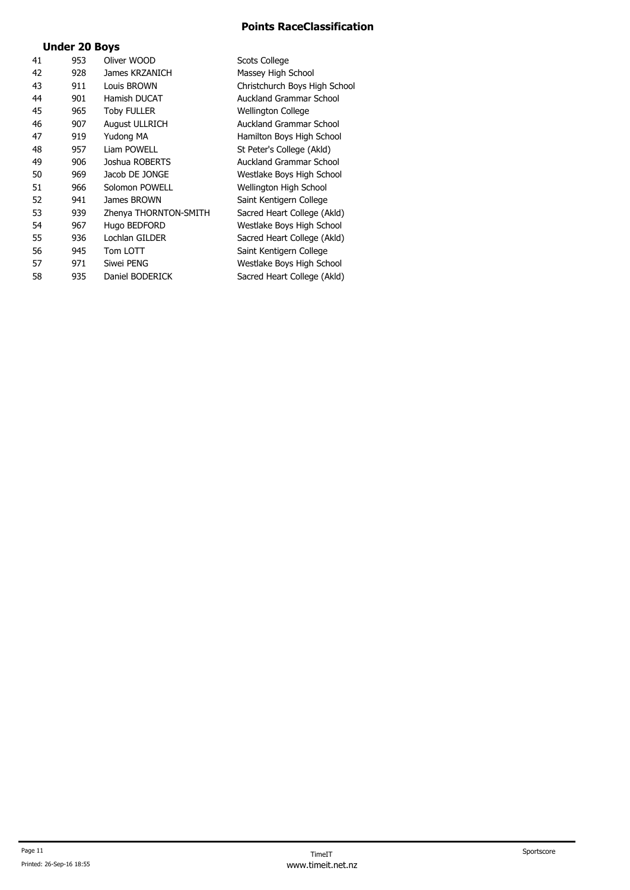## Points RaceClassification

### Under 20 Boys

| | | | |
|---|---|---|---|
| 41 | 953 | Oliver WOOD | Scots College |
| 42 | 928 | James KRZANICH | Massey High School |
| 43 | 911 | Louis BROWN | Christchurch Boys High School |
| 44 | 901 | Hamish DUCAT | Auckland Grammar School |
| 45 | 965 | Toby FULLER | Wellington College |
| 46 | 907 | August ULLRICH | Auckland Grammar School |
| 47 | 919 | Yudong MA | Hamilton Boys High School |
| 48 | 957 | Liam POWELL | St Peter's College (Akld) |
| 49 | 906 | Joshua ROBERTS | Auckland Grammar School |
| 50 | 969 | Jacob DE JONGE | Westlake Boys High School |
| 51 | 966 | Solomon POWELL | Wellington High School |
| 52 | 941 | James BROWN | Saint Kentigern College |
| 53 | 939 | Zhenya THORNTON-SMITH | Sacred Heart College (Akld) |
| 54 | 967 | Hugo BEDFORD | Westlake Boys High School |
| 55 | 936 | Lochlan GILDER | Sacred Heart College (Akld) |
| 56 | 945 | Tom LOTT | Saint Kentigern College |
| 57 | 971 | Siwei PENG | Westlake Boys High School |
| 58 | 935 | Daniel BODERICK | Sacred Heart College (Akld) |